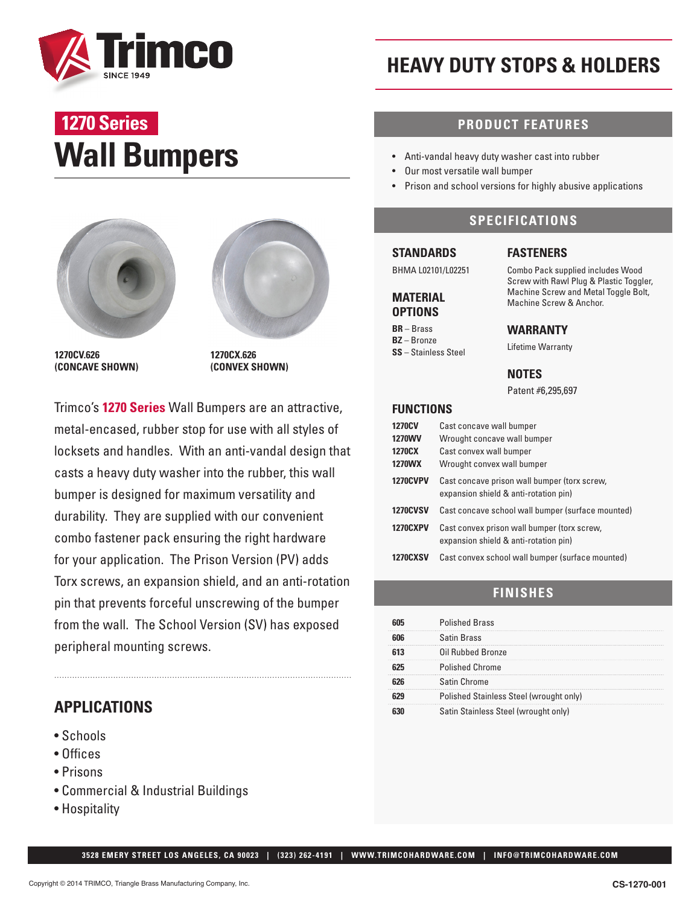Trimco SINCE 1949

# HEAVY DUTY STOPS & HOLDERS

## 1270 Series
# Wall Bumpers

**1270CV.626**
**(CONCAVE SHOWN)**

**1270CX.626**
**(CONVEX SHOWN)**

Trimco's **1270 Series** Wall Bumpers are an attractive, metal-encased, rubber stop for use with all styles of locksets and handles. With an anti-vandal design that casts a heavy duty washer into the rubber, this wall bumper is designed for maximum versatility and durability. They are supplied with our convenient combo fastener pack ensuring the right hardware for your application. The Prison Version (PV) adds Torx screws, an expansion shield, and an anti-rotation pin that prevents forceful unscrewing of the bumper from the wall. The School Version (SV) has exposed peripheral mounting screws.

## APPLICATIONS

- Schools
- Offices
- Prisons
- Commercial & Industrial Buildings
- Hospitality

## PRODUCT FEATURES

- Anti-vandal heavy duty washer cast into rubber
- Our most versatile wall bumper
- Prison and school versions for highly abusive applications

## SPECIFICATIONS

### STANDARDS

BHMA L02101/L02251

### MATERIAL OPTIONS

**BR** – Brass
**BZ** – Bronze
**SS** – Stainless Steel

### FASTENERS

Combo Pack supplied includes Wood Screw with Rawl Plug & Plastic Toggler, Machine Screw and Metal Toggle Bolt, Machine Screw & Anchor.

### WARRANTY

Lifetime Warranty

### NOTES

Patent #6,295,697

### FUNCTIONS

| | |
|---|---|
| **1270CV** | Cast concave wall bumper |
| **1270WV** | Wrought concave wall bumper |
| **1270CX** | Cast convex wall bumper |
| **1270WX** | Wrought convex wall bumper |
| **1270CVPV** | Cast concave prison wall bumper (torx screw, expansion shield & anti-rotation pin) |
| **1270CVSV** | Cast concave school wall bumper (surface mounted) |
| **1270CXPV** | Cast convex prison wall bumper (torx screw, expansion shield & anti-rotation pin) |
| **1270CXSV** | Cast convex school wall bumper (surface mounted) |

## FINISHES

| | |
|---|---|
| **605** | Polished Brass |
| **606** | Satin Brass |
| **613** | Oil Rubbed Bronze |
| **625** | Polished Chrome |
| **626** | Satin Chrome |
| **629** | Polished Stainless Steel (wrought only) |
| **630** | Satin Stainless Steel (wrought only) |

3528 EMERY STREET LOS ANGELES, CA 90023 | (323) 262-4191 | WWW.TRIMCOHARDWARE.COM | INFO@TRIMCOHARDWARE.COM

Copyright © 2014 TRIMCO, Triangle Brass Manufacturing Company, Inc.

CS-1270-001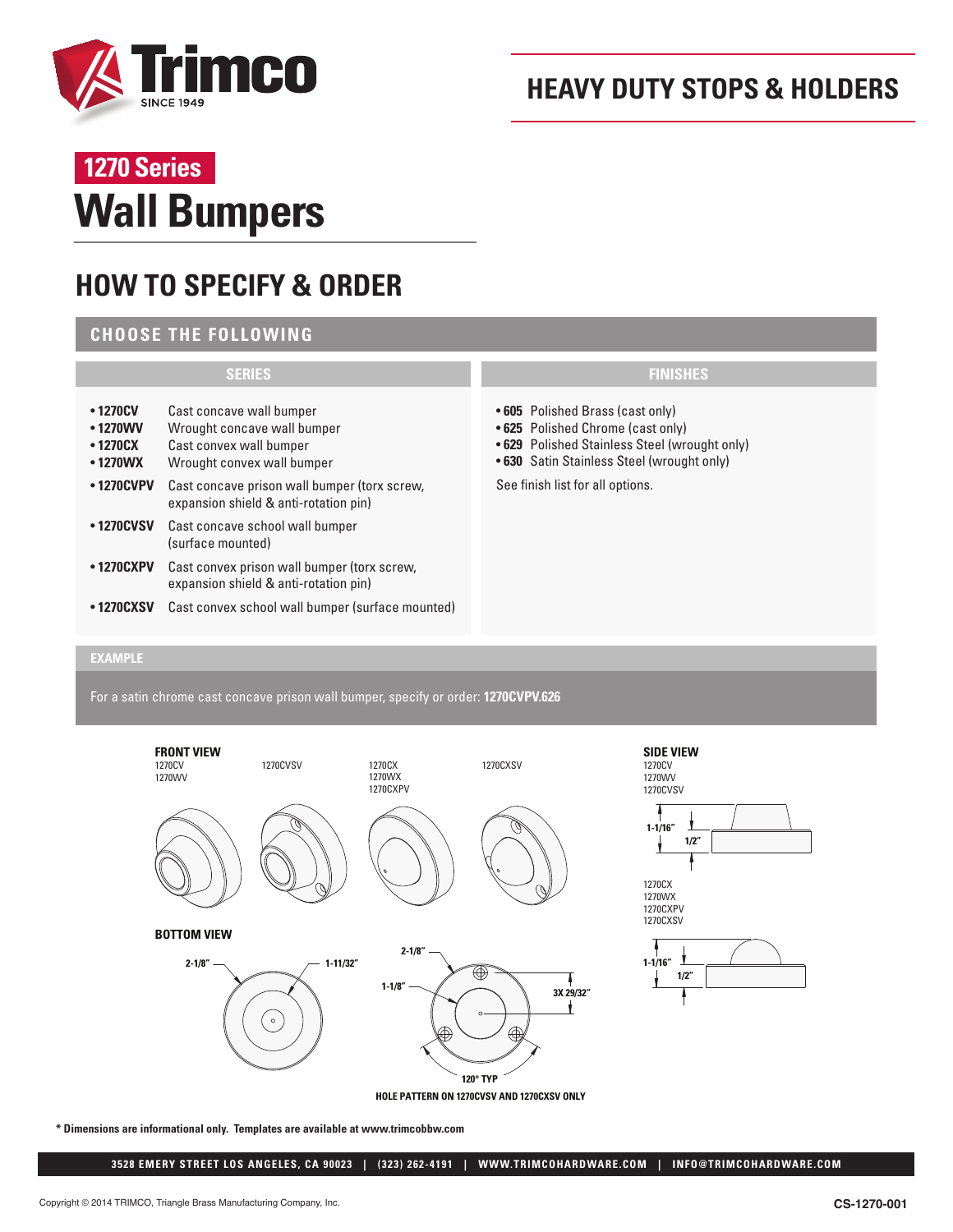# HEAVY DUTY STOPS & HOLDERS

## 1270 Series

# Wall Bumpers

## HOW TO SPECIFY & ORDER

### CHOOSE THE FOLLOWING

#### SERIES

- **1270CV** Cast concave wall bumper
- **1270WV** Wrought concave wall bumper
- **1270CX** Cast convex wall bumper
- **1270WX** Wrought convex wall bumper
- **1270CVPV** Cast concave prison wall bumper (torx screw, expansion shield & anti-rotation pin)
- **1270CVSV** Cast concave school wall bumper (surface mounted)
- **1270CXPV** Cast convex prison wall bumper (torx screw, expansion shield & anti-rotation pin)
- **1270CXSV** Cast convex school wall bumper (surface mounted)

#### FINISHES

- **605** Polished Brass (cast only)
- **625** Polished Chrome (cast only)
- **629** Polished Stainless Steel (wrought only)
- **630** Satin Stainless Steel (wrought only)

See finish list for all options.

#### EXAMPLE

For a satin chrome cast concave prison wall bumper, specify or order: **1270CVPV.626**

**FRONT VIEW**

1270CV
1270WV

1270CVSV

1270CX
1270WX
1270CXPV

1270CXSV

**SIDE VIEW**

1270CV
1270WV
1270CVSV

1-1/16"
1/2"

1270CX
1270WX
1270CXPV
1270CXSV

1-1/16"
1/2"

**BOTTOM VIEW**

2-1/8"
1-11/32"

2-1/8"
1-1/8"
3X 29/32"
120° TYP

**HOLE PATTERN ON 1270CVSV AND 1270CXSV ONLY**

**\* Dimensions are informational only. Templates are available at www.trimcobbw.com**

3528 EMERY STREET LOS ANGELES, CA 90023 | (323) 262-4191 | WWW.TRIMCOHARDWARE.COM | INFO@TRIMCOHARDWARE.COM

Copyright © 2014 TRIMCO, Triangle Brass Manufacturing Company, Inc.

**CS-1270-001**